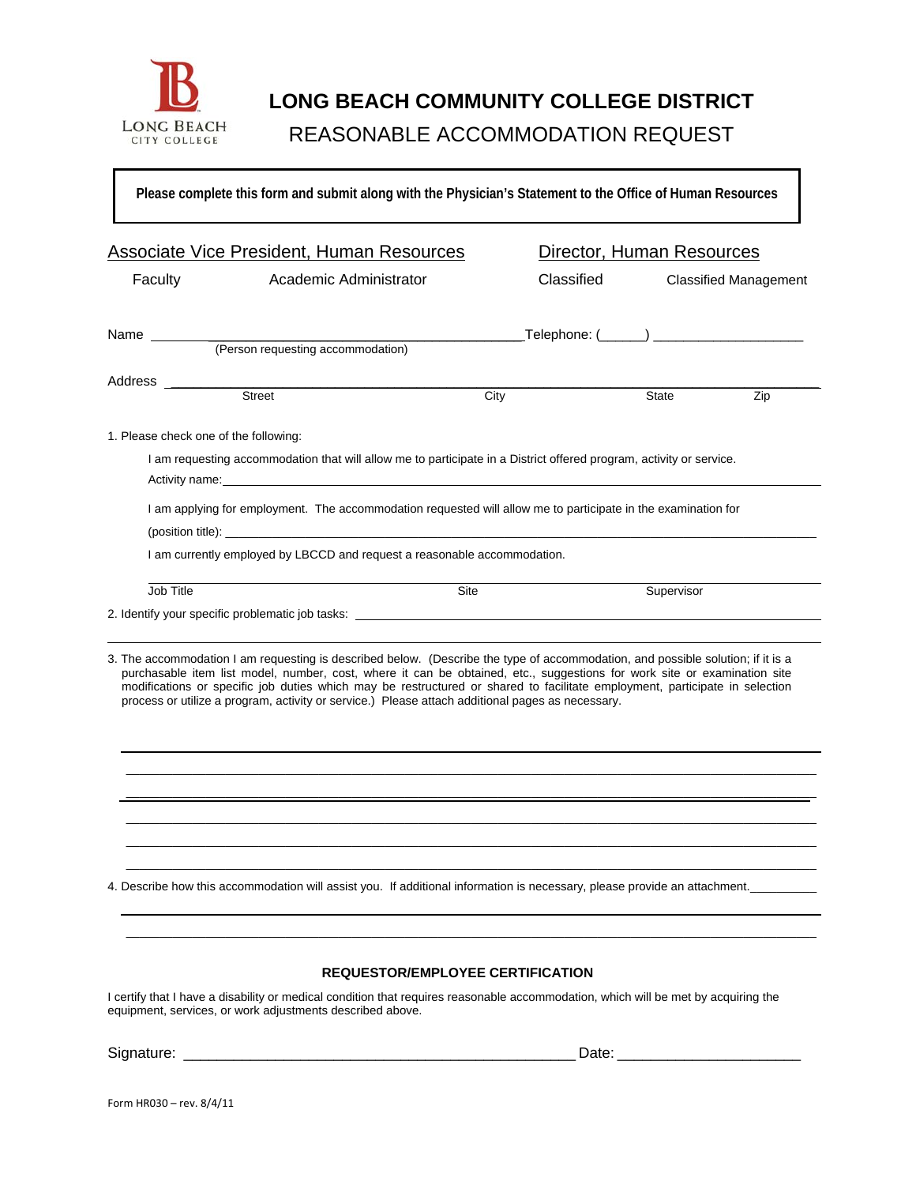# LONG BEACH COMMUNITY COLLEGE DISTRICT

## REASONABLE ACCOMMODATION REQUEST

**Please complete this form and submit along with the Physician's Statement to the Office of Human Resources**

| Associate Vice President, Human Resources | | Director, Human Resources | |
|---|---|---|---|
| Faculty | Academic Administrator | Classified | Classified Management |

Name ______________________________________________ Telephone: (______) ____________________
(Person requesting accommodation)

Address ______________________________________________________________________________
Street City State Zip

1. Please check one of the following:

   I am requesting accommodation that will allow me to participate in a District offered program, activity or service.

   Activity name: ______________________________________________________________________

   I am applying for employment. The accommodation requested will allow me to participate in the examination for

   (position title): ______________________________________________________________________

   I am currently employed by LBCCD and request a reasonable accommodation.

   ______________________________________________________________________
   Job Title Site Supervisor

2. Identify your specific problematic job tasks: ______________________________________________

______________________________________________________________________________

3. The accommodation I am requesting is described below. (Describe the type of accommodation, and possible solution; if it is a purchasable item list model, number, cost, where it can be obtained, etc., suggestions for work site or examination site modifications or specific job duties which may be restructured or shared to facilitate employment, participate in selection process or utilize a program, activity or service.) Please attach additional pages as necessary.

______________________________________________________________________________

______________________________________________________________________________

______________________________________________________________________________

______________________________________________________________________________

______________________________________________________________________________

______________________________________________________________________________

4. Describe how this accommodation will assist you. If additional information is necessary, please provide an attachment. __________

______________________________________________________________________________

______________________________________________________________________________

### REQUESTOR/EMPLOYEE CERTIFICATION

I certify that I have a disability or medical condition that requires reasonable accommodation, which will be met by acquiring the equipment, services, or work adjustments described above.

Signature: ______________________________________________ Date: ______________________

Form HR030 – rev. 8/4/11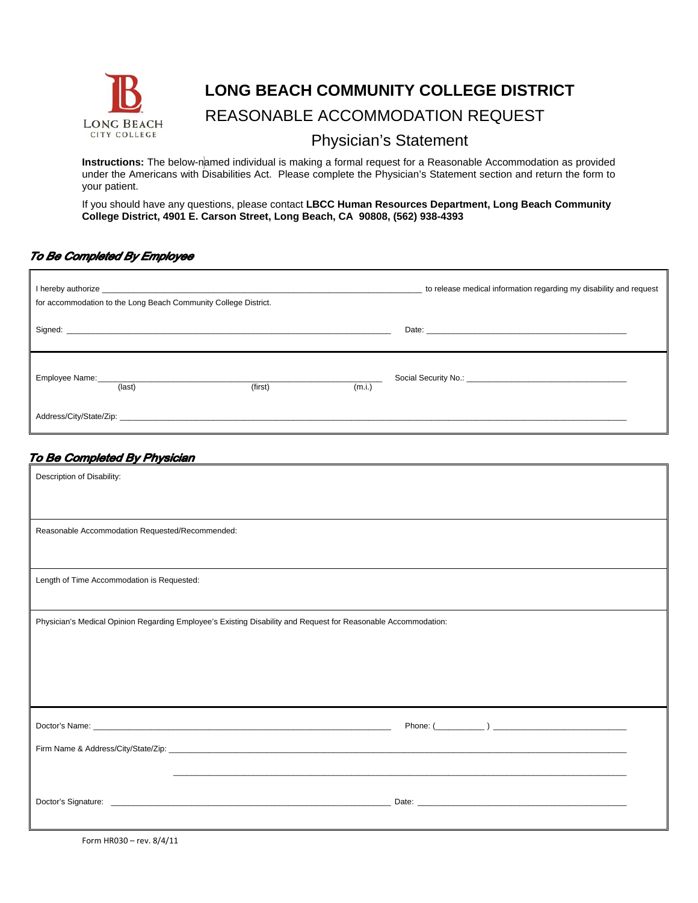# LONG BEACH COMMUNITY COLLEGE DISTRICT

## REASONABLE ACCOMMODATION REQUEST

### Physician's Statement

**Instructions:** The below-named individual is making a formal request for a Reasonable Accommodation as provided under the Americans with Disabilities Act. Please complete the Physician's Statement section and return the form to your patient.

If you should have any questions, please contact **LBCC Human Resources Department, Long Beach Community College District, 4901 E. Carson Street, Long Beach, CA 90808, (562) 938-4393**

***To Be Completed By Employee***

I hereby authorize ______________________________ to release medical information regarding my disability and request for accommodation to the Long Beach Community College District.

Signed: ______________________________ Date: ______________________________

Employee Name: ______________________________
(last) (first) (m.i.)

Social Security No.: ______________________________

Address/City/State/Zip: ______________________________

***To Be Completed By Physician***

Description of Disability:

Reasonable Accommodation Requested/Recommended:

Length of Time Accommodation is Requested:

Physician's Medical Opinion Regarding Employee's Existing Disability and Request for Reasonable Accommodation:

Doctor's Name: ______________________________ Phone: (__________) ______________________________

Firm Name & Address/City/State/Zip: ______________________________

______________________________

Doctor's Signature: ______________________________ Date: ______________________________

Form HR030 – rev. 8/4/11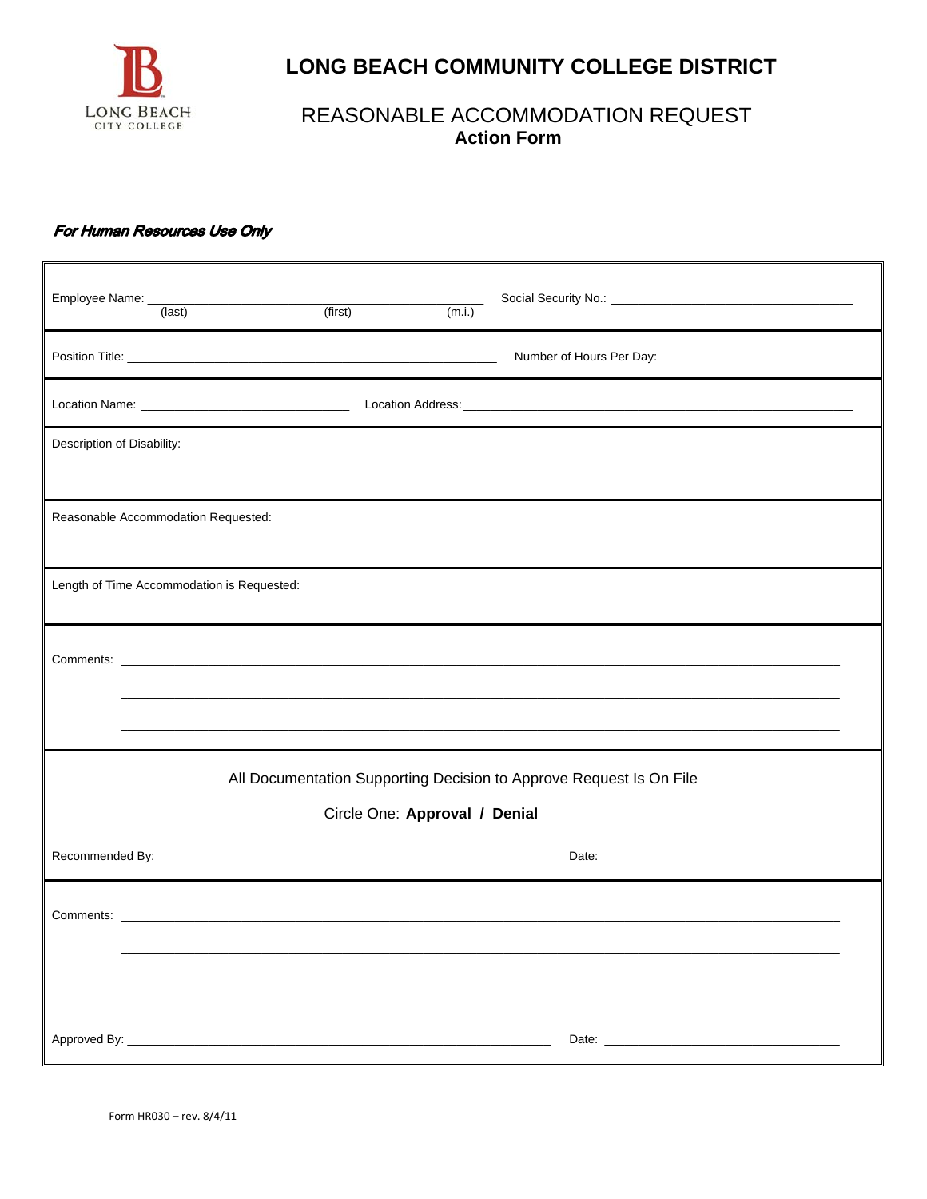# LONG BEACH COMMUNITY COLLEGE DISTRICT

## REASONABLE ACCOMMODATION REQUEST
**Action Form**

***For Human Resources Use Only***

Employee Name: ______________________________________________ Social Security No.: ______________________________
(last) (first) (m.i.)

Position Title: ______________________________________________ Number of Hours Per Day:

Location Name: ____________________________ Location Address: ______________________________________________

Description of Disability:

Reasonable Accommodation Requested:

Length of Time Accommodation is Requested:

Comments: ______________________________________________________________________________

______________________________________________________________________________

______________________________________________________________________________

All Documentation Supporting Decision to Approve Request Is On File

Circle One: **Approval / Denial**

Recommended By: ______________________________________________ Date: ____________________________

Comments: ______________________________________________________________________________

______________________________________________________________________________

______________________________________________________________________________

Approved By: ______________________________________________ Date: ____________________________

Form HR030 – rev. 8/4/11